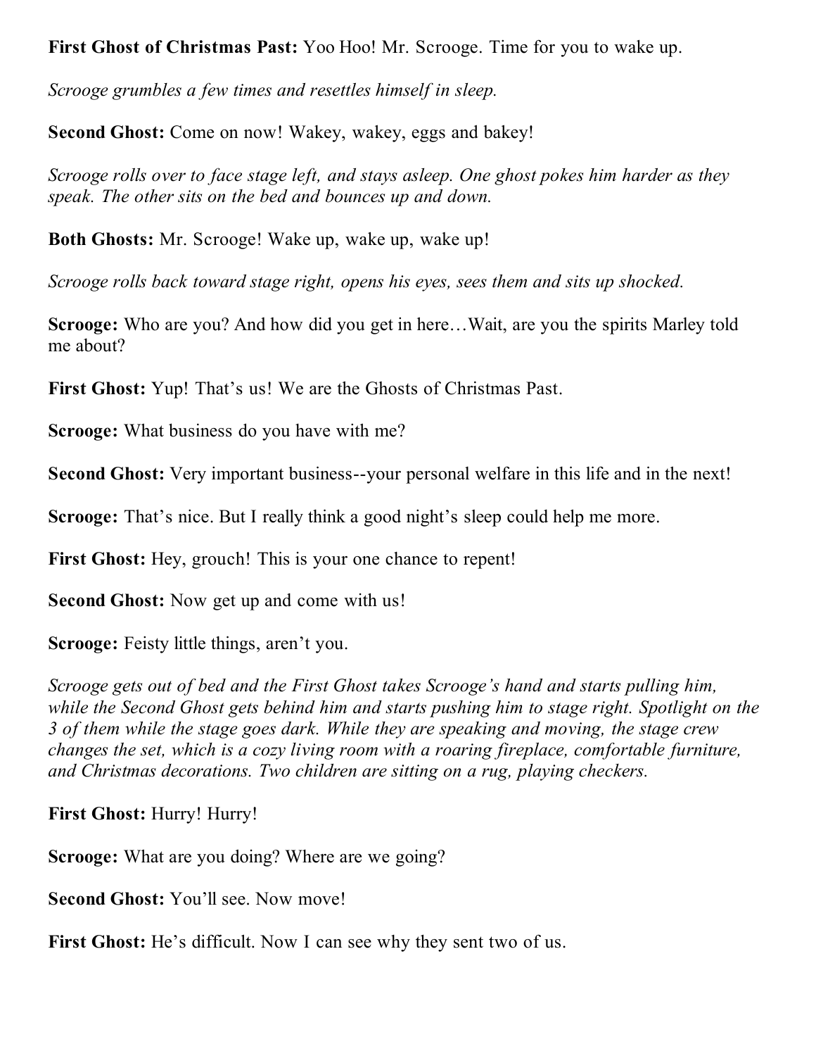**First Ghost of Christmas Past:** Yoo Hoo! Mr. Scrooge. Time for you to wake up.

*Scrooge grumbles a few times and resettles himself in sleep.*

**Second Ghost:** Come on now! Wakey, wakey, eggs and bakey!

*Scrooge rolls over to face stage left, and stays asleep. One ghost pokes him harder as they speak. The other sits on the bed and bounces up and down.*

**Both Ghosts:** Mr. Scrooge! Wake up, wake up, wake up!

*Scrooge rolls back toward stage right, opens his eyes, sees them and sits up shocked.*

**Scrooge:** Who are you? And how did you get in here…Wait, are you the spirits Marley told me about?

**First Ghost:** Yup! That's us! We are the Ghosts of Christmas Past.

**Scrooge:** What business do you have with me?

**Second Ghost:** Very important business--your personal welfare in this life and in the next!

**Scrooge:** That's nice. But I really think a good night's sleep could help me more.

**First Ghost:** Hey, grouch! This is your one chance to repent!

**Second Ghost:** Now get up and come with us!

**Scrooge:** Feisty little things, aren't you.

*Scrooge gets out of bed and the First Ghost takes Scrooge's hand and starts pulling him, while the Second Ghost gets behind him and starts pushing him to stage right. Spotlight on the 3 of them while the stage goes dark. While they are speaking and moving, the stage crew changes the set, which is a cozy living room with a roaring fireplace, comfortable furniture, and Christmas decorations. Two children are sitting on a rug, playing checkers.*

**First Ghost:** Hurry! Hurry!

**Scrooge:** What are you doing? Where are we going?

**Second Ghost:** You'll see. Now move!

**First Ghost:** He's difficult. Now I can see why they sent two of us.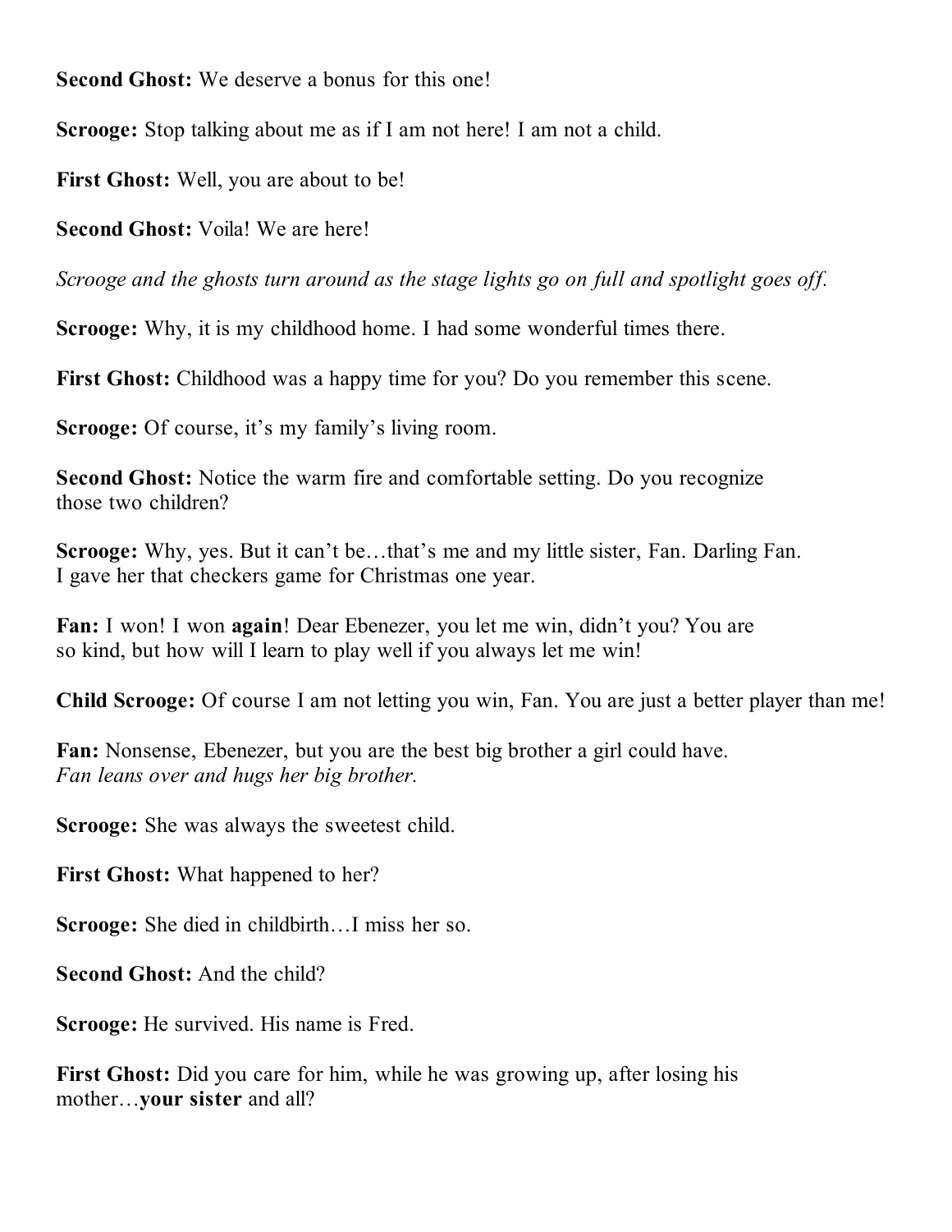**Second Ghost:** We deserve a bonus for this one!

**Scrooge:** Stop talking about me as if I am not here! I am not a child.

**First Ghost:** Well, you are about to be!

**Second Ghost:** Voila! We are here!

*Scrooge and the ghosts turn around as the stage lights go on full and spotlight goes off.*

**Scrooge:** Why, it is my childhood home. I had some wonderful times there.

**First Ghost:** Childhood was a happy time for you? Do you remember this scene.

**Scrooge:** Of course, it's my family's living room.

**Second Ghost:** Notice the warm fire and comfortable setting. Do you recognize those two children?

**Scrooge:** Why, yes. But it can't be…that's me and my little sister, Fan. Darling Fan. I gave her that checkers game for Christmas one year.

**Fan:** I won! I won **again**! Dear Ebenezer, you let me win, didn't you? You are so kind, but how will I learn to play well if you always let me win!

**Child Scrooge:** Of course I am not letting you win, Fan. You are just a better player than me!

**Fan:** Nonsense, Ebenezer, but you are the best big brother a girl could have.
*Fan leans over and hugs her big brother.*

**Scrooge:** She was always the sweetest child.

**First Ghost:** What happened to her?

**Scrooge:** She died in childbirth…I miss her so.

**Second Ghost:** And the child?

**Scrooge:** He survived. His name is Fred.

**First Ghost:** Did you care for him, while he was growing up, after losing his mother…**your sister** and all?